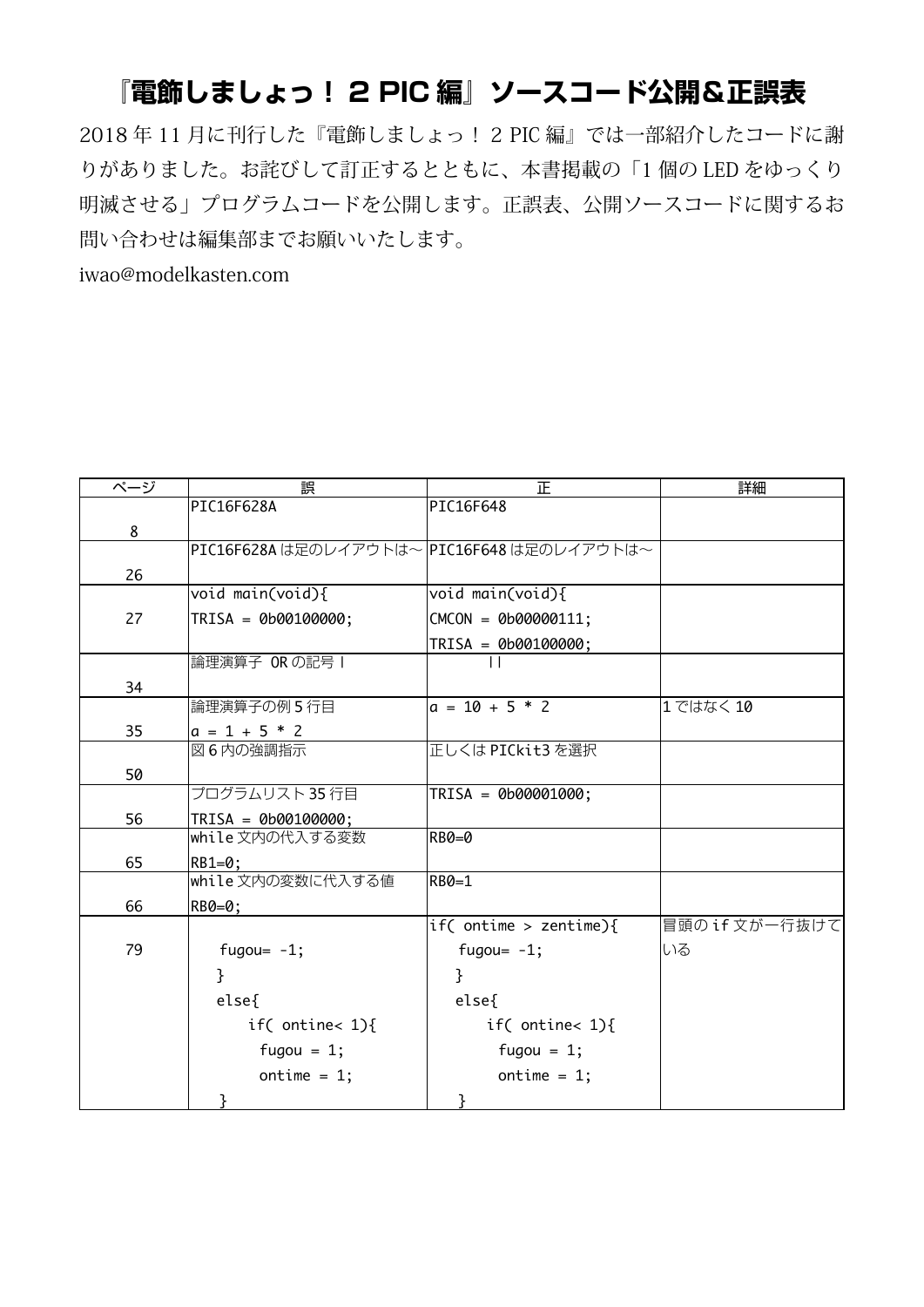# 『電飾しましょっ！２PIC 編』ソースコード公開＆正誤表

2018 年 11 月に刊行した『電飾しましょっ！2 PIC 編』では一部紹介したコードに誤りがありました。お詫びして訂正するとともに、本書掲載の「1 個の LED をゆっくり明滅させる」プログラムコードを公開します。正誤表、公開ソースコードに関するお問い合わせは編集部までお願いいたします。

iwao@modelkasten.com

| ページ | 誤 | 正 | 詳細 |
|---|---|---|---|
| 8 | PIC16F628A | PIC16F648 | |
| 26 | PIC16F628A は足のレイアウトは～ | PIC16F648 は足のレイアウトは～ | |
| 27 | void main(void){<br>TRISA = 0b00100000; | void main(void){<br>CMCON = 0b00000111;<br>TRISA = 0b00100000; | |
| 34 | 論理演算子 OR の記号 \| | \|\| | |
| 35 | 論理演算子の例 5 行目<br>a = 1 + 5 * 2 | a = 10 + 5 * 2 | 1 ではなく 10 |
| 50 | 図 6 内の強調指示 | 正しくは PICkit3 を選択 | |
| 56 | プログラムリスト 35 行目<br>TRISA = 0b00100000; | TRISA = 0b00001000; | |
| 65 | while 文内の代入する変数<br>RB1=0; | RB0=0 | |
| 66 | while 文内の変数に代入する値<br>RB0=0; | RB0=1 | |
| 79 | fugou= -1;<br>}<br>else{<br>if( ontine< 1){<br>fugou = 1;<br>ontime = 1;<br>} | if( ontime > zentime){<br>fugou= -1;<br>}<br>else{<br>if( ontine< 1){<br>fugou = 1;<br>ontime = 1;<br>} | 冒頭の if 文が一行抜けている |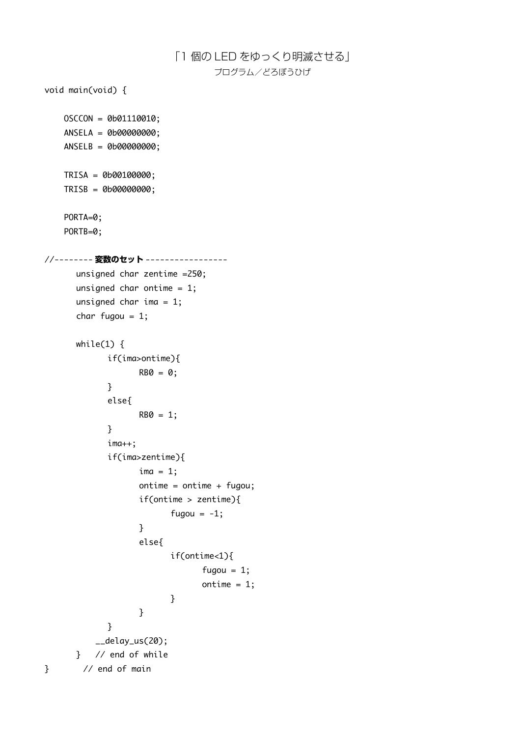# 「1 個の LED をゆっくり明滅させる」

プログラム／どろぼうひげ

```
void main(void) {

    OSCCON = 0b01110010;
    ANSELA = 0b00000000;
    ANSELB = 0b00000000;

    TRISA = 0b00100000;
    TRISB = 0b00000000;

    PORTA=0;
    PORTB=0;

//-------- 変数のセット -----------------
      unsigned char zentime =250;
      unsigned char ontime = 1;
      unsigned char ima = 1;
      char fugou = 1;

      while(1) {
            if(ima>ontime){
                  RB0 = 0;
            }
            else{
                  RB0 = 1;
            }
            ima++;
            if(ima>zentime){
                  ima = 1;
                  ontime = ontime + fugou;
                  if(ontime > zentime){
                        fugou = -1;
                  }
                  else{
                        if(ontime<1){
                              fugou = 1;
                              ontime = 1;
                        }
                  }
            }
         __delay_us(20);
      }   // end of while
}       // end of main
```